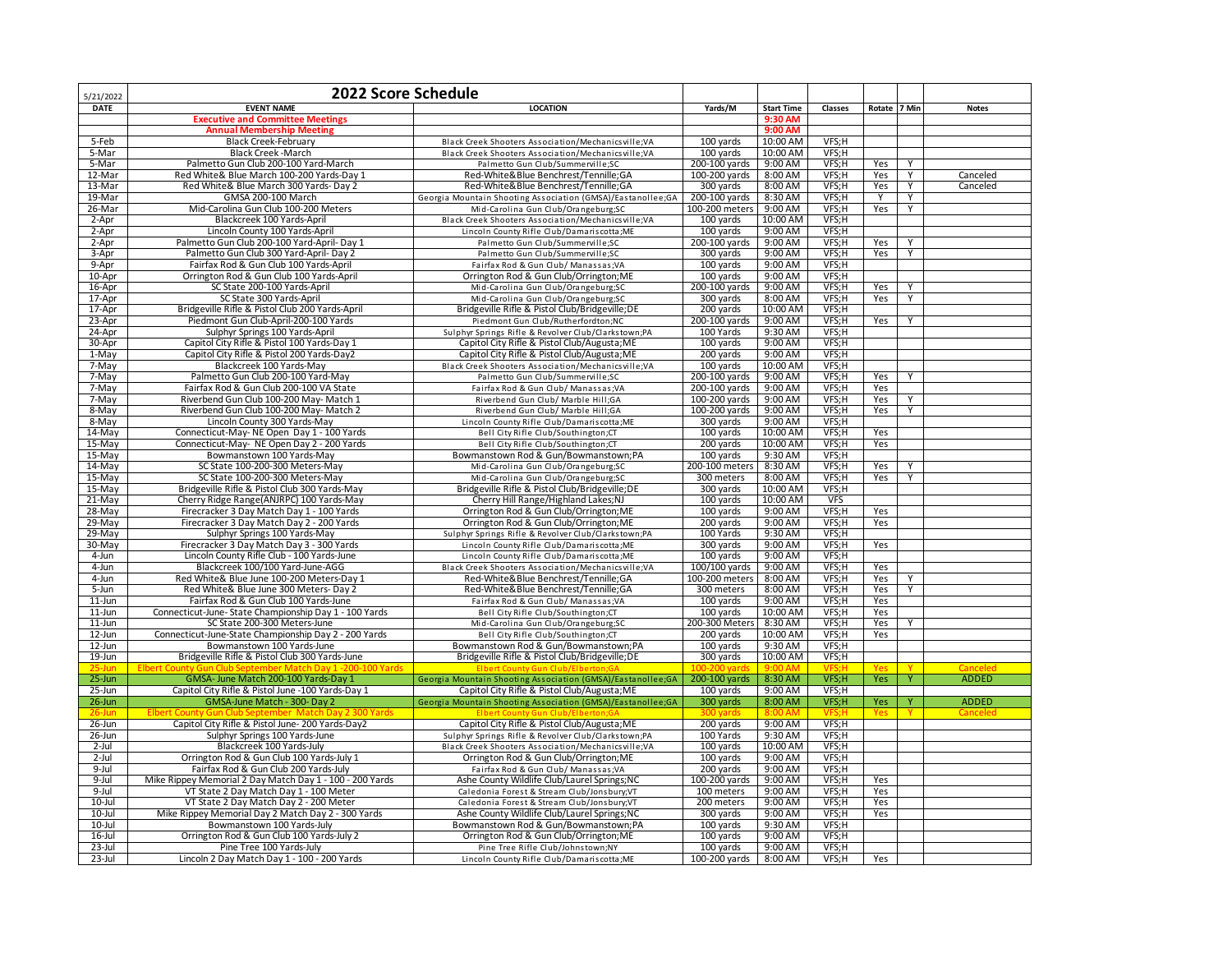| 5/21/2022 | 2022 Score Schedule | | | | | | | |
|---|---|---|---|---|---|---|---|---|
| DATE | EVENT NAME | LOCATION | Yards/M | Start Time | Classes | Rotate | 7 Min | Notes |
| | Executive and Committee Meetings | | | 9:30 AM | | | | |
| | Annual Membership Meeting | | | 9:00 AM | | | | |
| 5-Feb | Black Creek-February | Black Creek Shooters Association/Mechanicsville;VA | 100 yards | 10:00 AM | VFS;H | | | |
| 5-Mar | Black Creek -March | Black Creek Shooters Association/Mechanicsville;VA | 100 yards | 10:00 AM | VFS;H | | | |
| 5-Mar | Palmetto Gun Club 200-100 Yard-March | Palmetto Gun Club/Summerville;SC | 200-100 yards | 9:00 AM | VFS;H | Yes | Y | |
| 12-Mar | Red White& Blue March 100-200 Yards-Day 1 | Red-White&Blue Benchrest/Tennille;GA | 100-200 yards | 8:00 AM | VFS;H | Yes | Y | Canceled |
| 13-Mar | Red White& Blue March 300 Yards- Day 2 | Red-White&Blue Benchrest/Tennille;GA | 300 yards | 8:00 AM | VFS;H | Yes | Y | Canceled |
| 19-Mar | GMSA 200-100 March | Georgia Mountain Shooting Association (GMSA)/Eastanollee;GA | 200-100 yards | 8:30 AM | VFS;H | Y | Y | |
| 26-Mar | Mid-Carolina Gun Club 100-200 Meters | Mid-Carolina Gun Club/Orangeburg;SC | 100-200 meters | 9:00 AM | VFS;H | Yes | Y | |
| 2-Apr | Blackcreek 100 Yards-April | Black Creek Shooters Association/Mechanicsville;VA | 100 yards | 10:00 AM | VFS;H | | | |
| 2-Apr | Lincoln County 100 Yards-April | Lincoln County Rifle Club/Damariscotta;ME | 100 yards | 9:00 AM | VFS;H | | | |
| 2-Apr | Palmetto Gun Club 200-100 Yard-April- Day 1 | Palmetto Gun Club/Summerville;SC | 200-100 yards | 9:00 AM | VFS;H | Yes | Y | |
| 3-Apr | Palmetto Gun Club 300 Yard-April- Day 2 | Palmetto Gun Club/Summerville;SC | 300 yards | 9:00 AM | VFS;H | Yes | Y | |
| 9-Apr | Fairfax Rod & Gun Club 100 Yards-April | Fairfax Rod & Gun Club/ Manassas;VA | 100 yards | 9:00 AM | VFS;H | | | |
| 10-Apr | Orrington Rod & Gun Club 100 Yards-April | Orrington Rod & Gun Club/Orrington;ME | 100 yards | 9:00 AM | VFS;H | | | |
| 16-Apr | SC State 200-100 Yards-April | Mid-Carolina Gun Club/Orangeburg;SC | 200-100 yards | 9:00 AM | VFS;H | Yes | Y | |
| 17-Apr | SC State 300 Yards-April | Mid-Carolina Gun Club/Orangeburg;SC | 300 yards | 8:00 AM | VFS;H | Yes | Y | |
| 17-Apr | Bridgeville Rifle & Pistol Club 200 Yards-April | Bridgeville Rifle & Pistol Club/Bridgeville;DE | 200 yards | 10:00 AM | VFS;H | | | |
| 23-Apr | Piedmont Gun Club-April-200-100 Yards | Piedmont Gun Club/Rutherfordton;NC | 200-100 yards | 9:00 AM | VFS;H | Yes | Y | |
| 24-Apr | Sulphyr Springs 100 Yards-April | Sulphyr Springs Rifle & Revolver Club/Clarkstown;PA | 100 Yards | 9:30 AM | VFS;H | | | |
| 30-Apr | Capitol City Rifle & Pistol 100 Yards-Day 1 | Capitol City Rifle & Pistol Club/Augusta;ME | 100 yards | 9:00 AM | VFS;H | | | |
| 1-May | Capitol City Rifle & Pistol 200 Yards-Day2 | Capitol City Rifle & Pistol Club/Augusta;ME | 200 yards | 9:00 AM | VFS;H | | | |
| 7-May | Blackcreek 100 Yards-May | Black Creek Shooters Association/Mechanicsville;VA | 100 yards | 10:00 AM | VFS;H | | | |
| 7-May | Palmetto Gun Club 200-100 Yard-May | Palmetto Gun Club/Summerville;SC | 200-100 yards | 9:00 AM | VFS;H | Yes | Y | |
| 7-May | Fairfax Rod & Gun Club 200-100 VA State | Fairfax Rod & Gun Club/ Manassas;VA | 200-100 yards | 9:00 AM | VFS;H | Yes | | |
| 7-May | Riverbend Gun Club 100-200 May- Match 1 | Riverbend Gun Club/ Marble Hill;GA | 100-200 yards | 9:00 AM | VFS;H | Yes | Y | |
| 8-May | Riverbend Gun Club 100-200 May- Match 2 | Riverbend Gun Club/ Marble Hill;GA | 100-200 yards | 9:00 AM | VFS;H | Yes | Y | |
| 8-May | Lincoln County 300 Yards-May | Lincoln County Rifle Club/Damariscotta;ME | 300 yards | 9:00 AM | VFS;H | | | |
| 14-May | Connecticut-May- NE Open Day 1 - 100 Yards | Bell City Rifle Club/Southington;CT | 100 yards | 10:00 AM | VFS;H | Yes | | |
| 15-May | Connecticut-May- NE Open Day 2 - 200 Yards | Bell City Rifle Club/Southington;CT | 200 yards | 10:00 AM | VFS;H | Yes | | |
| 15-May | Bowmanstown 100 Yards-May | Bowmanstown Rod & Gun/Bowmanstown;PA | 100 yards | 9:30 AM | VFS;H | | | |
| 14-May | SC State 100-200-300 Meters-May | Mid-Carolina Gun Club/Orangeburg;SC | 200-100 meters | 8:30 AM | VFS;H | Yes | Y | |
| 15-May | SC State 100-200-300 Meters-May | Mid-Carolina Gun Club/Orangeburg;SC | 300 meters | 8:00 AM | VFS;H | Yes | Y | |
| 15-May | Bridgeville Rifle & Pistol Club 300 Yards-May | Bridgeville Rifle & Pistol Club/Bridgeville;DE | 300 yards | 10:00 AM | VFS;H | | | |
| 21-May | Cherry Ridge Range(ANJRPC) 100 Yards-May | Cherry Hill Range/Highland Lakes;NJ | 100 yards | 10:00 AM | VFS | | | |
| 28-May | Firecracker 3 Day Match Day 1 - 100 Yards | Orrington Rod & Gun Club/Orrington;ME | 100 yards | 9:00 AM | VFS;H | Yes | | |
| 29-May | Firecracker 3 Day Match Day 2 - 200 Yards | Orrington Rod & Gun Club/Orrington;ME | 200 yards | 9:00 AM | VFS;H | Yes | | |
| 29-May | Sulphyr Springs 100 Yards-May | Sulphyr Springs Rifle & Revolver Club/Clarkstown;PA | 100 Yards | 9:30 AM | VFS;H | | | |
| 30-May | Firecracker 3 Day Match Day 3 - 300 Yards | Lincoln County Rifle Club/Damariscotta;ME | 300 yards | 9:00 AM | VFS;H | Yes | | |
| 4-Jun | Lincoln County Rifle Club - 100 Yards-June | Lincoln County Rifle Club/Damariscotta;ME | 100 yards | 9:00 AM | VFS;H | | | |
| 4-Jun | Blackcreek 100/100 Yard-June-AGG | Black Creek Shooters Association/Mechanicsville;VA | 100/100 yards | 9:00 AM | VFS;H | Yes | | |
| 4-Jun | Red White& Blue June 100-200 Meters-Day 1 | Red-White&Blue Benchrest/Tennille;GA | 100-200 meters | 8:00 AM | VFS;H | Yes | Y | |
| 5-Jun | Red White& Blue June 300 Meters- Day 2 | Red-White&Blue Benchrest/Tennille;GA | 300 meters | 8:00 AM | VFS;H | Yes | Y | |
| 11-Jun | Fairfax Rod & Gun Club 100 Yards-June | Fairfax Rod & Gun Club/ Manassas;VA | 100 yards | 9:00 AM | VFS;H | Yes | | |
| 11-Jun | Connecticut-June- State Championship Day 1 - 100 Yards | Bell City Rifle Club/Southington;CT | 100 yards | 10:00 AM | VFS;H | Yes | | |
| 11-Jun | SC State 200-300 Meters-June | Mid-Carolina Gun Club/Orangeburg;SC | 200-300 Meters | 8:30 AM | VFS;H | Yes | Y | |
| 12-Jun | Connecticut-June-State Championship Day 2 - 200 Yards | Bell City Rifle Club/Southington;CT | 200 yards | 10:00 AM | VFS;H | Yes | | |
| 12-Jun | Bowmanstown 100 Yards-June | Bowmanstown Rod & Gun/Bowmanstown;PA | 100 yards | 9:30 AM | VFS;H | | | |
| 19-Jun | Bridgeville Rifle & Pistol Club 300 Yards-June | Bridgeville Rifle & Pistol Club/Bridgeville;DE | 300 yards | 10:00 AM | VFS;H | | | |
| 25-Jun | Elbert County Gun Club September Match Day 1 -200-100 Yards | Elbert County Gun Club/Elberton;GA | 100-200 yards | 9:00 AM | VFS;H | Yes | Y | Canceled |
| 25-Jun | GMSA- June Match 200-100 Yards-Day 1 | Georgia Mountain Shooting Association (GMSA)/Eastanollee;GA | 200-100 yards | 8:30 AM | VFS;H | Yes | Y | ADDED |
| 25-Jun | Capitol City Rifle & Pistol June -100 Yards-Day 1 | Capitol City Rifle & Pistol Club/Augusta;ME | 100 yards | 9:00 AM | VFS;H | | | |
| 26-Jun | GMSA-June Match - 300- Day 2 | Georgia Mountain Shooting Association (GMSA)/Eastanollee;GA | 300 yards | 8:00 AM | VFS;H | Yes | Y | ADDED |
| 26-Jun | Elbert County Gun Club September Match Day 2 300 Yards | Elbert County Gun Club/Elberton;GA | 300 yards | 8:00 AM | VFS;H | Yes | Y | Canceled |
| 26-Jun | Capitol City Rifle & Pistol June- 200 Yards-Day2 | Capitol City Rifle & Pistol Club/Augusta;ME | 200 yards | 9:00 AM | VFS;H | | | |
| 26-Jun | Sulphyr Springs 100 Yards-June | Sulphyr Springs Rifle & Revolver Club/Clarkstown;PA | 100 Yards | 9:30 AM | VFS;H | | | |
| 2-Jul | Blackcreek 100 Yards-July | Black Creek Shooters Association/Mechanicsville;VA | 100 yards | 10:00 AM | VFS;H | | | |
| 2-Jul | Orrington Rod & Gun Club 100 Yards-July 1 | Orrington Rod & Gun Club/Orrington;ME | 100 yards | 9:00 AM | VFS;H | | | |
| 9-Jul | Fairfax Rod & Gun Club 200 Yards-July | Fairfax Rod & Gun Club/ Manassas;VA | 200 yards | 9:00 AM | VFS;H | | | |
| 9-Jul | Mike Rippey Memorial 2 Day Match Day 1 - 100 - 200 Yards | Ashe County Wildlife Club/Laurel Springs;NC | 100-200 yards | 9:00 AM | VFS;H | Yes | | |
| 9-Jul | VT State 2 Day Match Day 1 - 100 Meter | Caledonia Forest & Stream Club/Jonsbury;VT | 100 meters | 9:00 AM | VFS;H | Yes | | |
| 10-Jul | VT State 2 Day Match Day 2 - 200 Meter | Caledonia Forest & Stream Club/Jonsbury;VT | 200 meters | 9:00 AM | VFS;H | Yes | | |
| 10-Jul | Mike Rippey Memorial Day 2 Match Day 2 - 300 Yards | Ashe County Wildlife Club/Laurel Springs;NC | 300 yards | 9:00 AM | VFS;H | Yes | | |
| 10-Jul | Bowmanstown 100 Yards-July | Bowmanstown Rod & Gun/Bowmanstown;PA | 100 yards | 9:30 AM | VFS;H | | | |
| 16-Jul | Orrington Rod & Gun Club 100 Yards-July 2 | Orrington Rod & Gun Club/Orrington;ME | 100 yards | 9:00 AM | VFS;H | | | |
| 23-Jul | Pine Tree 100 Yards-July | Pine Tree Rifle Club/Johnstown;NY | 100 yards | 9:00 AM | VFS;H | | | |
| 23-Jul | Lincoln 2 Day Match Day 1 - 100 - 200 Yards | Lincoln County Rifle Club/Damariscotta;ME | 100-200 yards | 8:00 AM | VFS;H | Yes | | |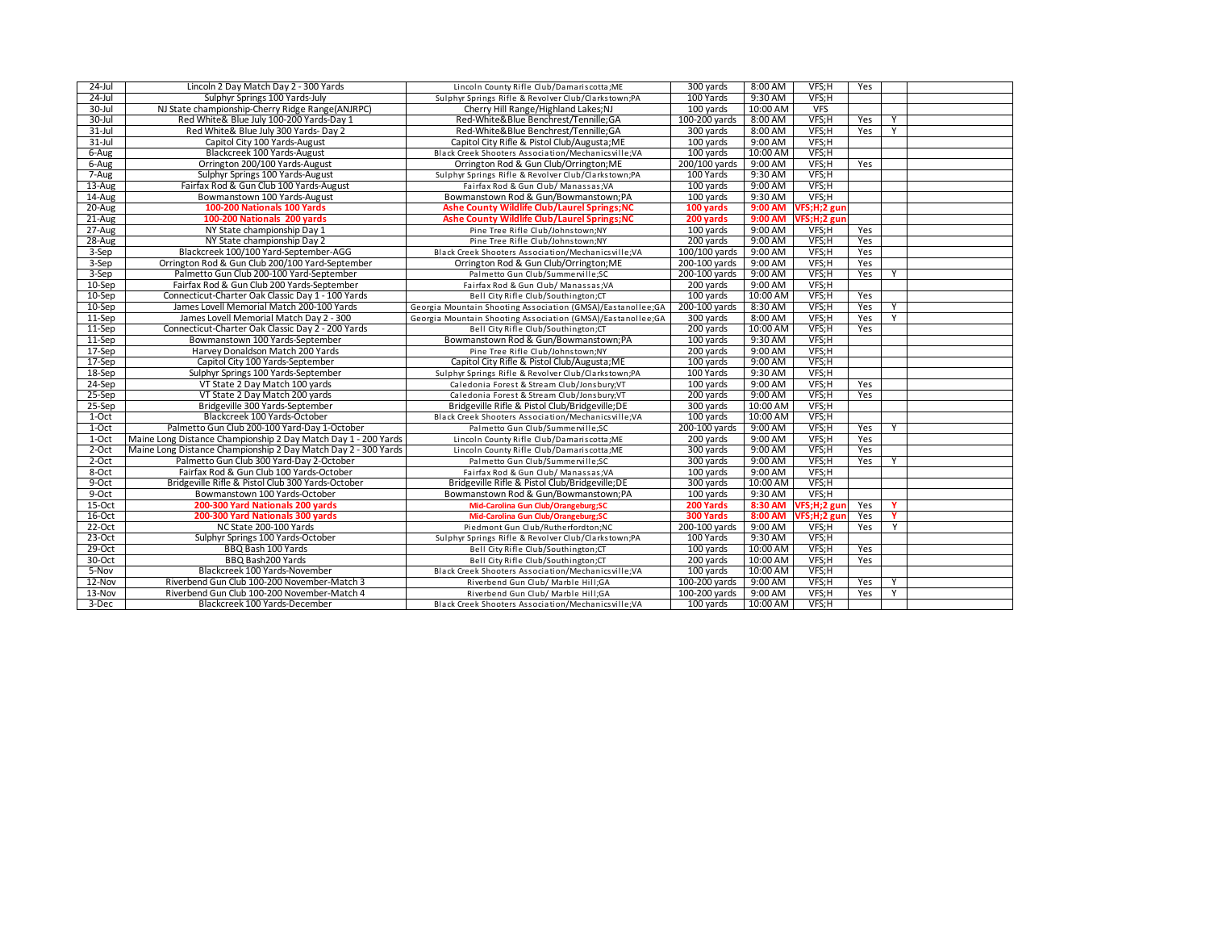| | | | | | | | | |
|---|---|---|---|---|---|---|---|---|
| 24-Jul | Lincoln 2 Day Match Day 2 - 300 Yards | Lincoln County Rifle Club/Damariscotta;ME | 300 yards | 8:00 AM | VFS;H | Yes | | |
| 24-Jul | Sulphyr Springs 100 Yards-July | Sulphyr Springs Rifle & Revolver Club/Clarkstown;PA | 100 Yards | 9:30 AM | VFS;H | | | |
| 30-Jul | NJ State championship-Cherry Ridge Range(ANJRPC) | Cherry Hill Range/Highland Lakes;NJ | 100 yards | 10:00 AM | VFS | | | |
| 30-Jul | Red White& Blue July 100-200 Yards-Day 1 | Red-White&Blue Benchrest/Tennille;GA | 100-200 yards | 8:00 AM | VFS;H | Yes | Y | |
| 31-Jul | Red White& Blue July 300 Yards- Day 2 | Red-White&Blue Benchrest/Tennille;GA | 300 yards | 8:00 AM | VFS;H | Yes | Y | |
| 31-Jul | Capitol City 100 Yards-August | Capitol City Rifle & Pistol Club/Augusta;ME | 100 yards | 9:00 AM | VFS;H | | | |
| 6-Aug | Blackcreek 100 Yards-August | Black Creek Shooters Association/Mechanicsville;VA | 100 yards | 10:00 AM | VFS;H | | | |
| 6-Aug | Orrington 200/100 Yards-August | Orrington Rod & Gun Club/Orrington;ME | 200/100 yards | 9:00 AM | VFS;H | Yes | | |
| 7-Aug | Sulphyr Springs 100 Yards-August | Sulphyr Springs Rifle & Revolver Club/Clarkstown;PA | 100 Yards | 9:30 AM | VFS;H | | | |
| 13-Aug | Fairfax Rod & Gun Club 100 Yards-August | Fairfax Rod & Gun Club/ Manassas;VA | 100 yards | 9:00 AM | VFS;H | | | |
| 14-Aug | Bowmanstown 100 Yards-August | Bowmanstown Rod & Gun/Bowmanstown;PA | 100 yards | 9:30 AM | VFS;H | | | |
| 20-Aug | **100-200 Nationals 100 Yards** | **Ashe County Wildlife Club/Laurel Springs;NC** | **100 yards** | **9:00 AM** | **VFS;H;2 gun** | | | |
| 21-Aug | **100-200 Nationals 200 yards** | **Ashe County Wildlife Club/Laurel Springs;NC** | **200 yards** | **9:00 AM** | **VFS;H;2 gun** | | | |
| 27-Aug | NY State championship Day 1 | Pine Tree Rifle Club/Johnstown;NY | 100 yards | 9:00 AM | VFS;H | Yes | | |
| 28-Aug | NY State championship Day 2 | Pine Tree Rifle Club/Johnstown;NY | 200 yards | 9:00 AM | VFS;H | Yes | | |
| 3-Sep | Blackcreek 100/100 Yard-September-AGG | Black Creek Shooters Association/Mechanicsville;VA | 100/100 yards | 9:00 AM | VFS;H | Yes | | |
| 3-Sep | Orrington Rod & Gun Club 200/100 Yard-September | Orrington Rod & Gun Club/Orrington;ME | 200-100 yards | 9:00 AM | VFS;H | Yes | | |
| 3-Sep | Palmetto Gun Club 200-100 Yard-September | Palmetto Gun Club/Summerville;SC | 200-100 yards | 9:00 AM | VFS;H | Yes | Y | |
| 10-Sep | Fairfax Rod & Gun Club 200 Yards-September | Fairfax Rod & Gun Club/ Manassas;VA | 200 yards | 9:00 AM | VFS;H | | | |
| 10-Sep | Connecticut-Charter Oak Classic Day 1 - 100 Yards | Bell City Rifle Club/Southington;CT | 100 yards | 10:00 AM | VFS;H | Yes | | |
| 10-Sep | James Lovell Memorial Match 200-100 Yards | Georgia Mountain Shooting Association (GMSA)/Eastanollee;GA | 200-100 yards | 8:30 AM | VFS;H | Yes | Y | |
| 11-Sep | James Lovell Memorial Match Day 2 - 300 | Georgia Mountain Shooting Association (GMSA)/Eastanollee;GA | 300 yards | 8:00 AM | VFS;H | Yes | Y | |
| 11-Sep | Connecticut-Charter Oak Classic Day 2 - 200 Yards | Bell City Rifle Club/Southington;CT | 200 yards | 10:00 AM | VFS;H | Yes | | |
| 11-Sep | Bowmanstown 100 Yards-September | Bowmanstown Rod & Gun/Bowmanstown;PA | 100 yards | 9:30 AM | VFS;H | | | |
| 17-Sep | Harvey Donaldson Match 200 Yards | Pine Tree Rifle Club/Johnstown;NY | 200 yards | 9:00 AM | VFS;H | | | |
| 17-Sep | Capitol City 100 Yards-September | Capitol City Rifle & Pistol Club/Augusta;ME | 100 yards | 9:00 AM | VFS;H | | | |
| 18-Sep | Sulphyr Springs 100 Yards-September | Sulphyr Springs Rifle & Revolver Club/Clarkstown;PA | 100 Yards | 9:30 AM | VFS;H | | | |
| 24-Sep | VT State 2 Day Match 100 yards | Caledonia Forest & Stream Club/Jonsbury;VT | 100 yards | 9:00 AM | VFS;H | Yes | | |
| 25-Sep | VT State 2 Day Match 200 yards | Caledonia Forest & Stream Club/Jonsbury;VT | 200 yards | 9:00 AM | VFS;H | Yes | | |
| 25-Sep | Bridgeville 300 Yards-September | Bridgeville Rifle & Pistol Club/Bridgeville;DE | 300 yards | 10:00 AM | VFS;H | | | |
| 1-Oct | Blackcreek 100 Yards-October | Black Creek Shooters Association/Mechanicsville;VA | 100 yards | 10:00 AM | VFS;H | | | |
| 1-Oct | Palmetto Gun Club 200-100 Yard-Day 1-October | Palmetto Gun Club/Summerville;SC | 200-100 yards | 9:00 AM | VFS;H | Yes | Y | |
| 1-Oct | Maine Long Distance Championship 2 Day Match Day 1 - 200 Yards | Lincoln County Rifle Club/Damariscotta;ME | 200 yards | 9:00 AM | VFS;H | Yes | | |
| 2-Oct | Maine Long Distance Championship 2 Day Match Day 2 - 300 Yards | Lincoln County Rifle Club/Damariscotta;ME | 300 yards | 9:00 AM | VFS;H | Yes | | |
| 2-Oct | Palmetto Gun Club 300 Yard-Day 2-October | Palmetto Gun Club/Summerville;SC | 300 yards | 9:00 AM | VFS;H | Yes | Y | |
| 8-Oct | Fairfax Rod & Gun Club 100 Yards-October | Fairfax Rod & Gun Club/ Manassas;VA | 100 yards | 9:00 AM | VFS;H | | | |
| 9-Oct | Bridgeville Rifle & Pistol Club 300 Yards-October | Bridgeville Rifle & Pistol Club/Bridgeville;DE | 300 yards | 10:00 AM | VFS;H | | | |
| 9-Oct | Bowmanstown 100 Yards-October | Bowmanstown Rod & Gun/Bowmanstown;PA | 100 yards | 9:30 AM | VFS;H | | | |
| 15-Oct | **200-300 Yard Nationals 200 yards** | **Mid-Carolina Gun Club/Orangeburg;SC** | **200 Yards** | **8:30 AM** | **VFS;H;2 gun** | Yes | **Y** | |
| 16-Oct | **200-300 Yard Nationals 300 yards** | **Mid-Carolina Gun Club/Orangeburg;SC** | **300 Yards** | **8:00 AM** | **VFS;H;2 gun** | Yes | **Y** | |
| 22-Oct | NC State 200-100 Yards | Piedmont Gun Club/Rutherfordton;NC | 200-100 yards | 9:00 AM | VFS;H | Yes | Y | |
| 23-Oct | Sulphyr Springs 100 Yards-October | Sulphyr Springs Rifle & Revolver Club/Clarkstown;PA | 100 Yards | 9:30 AM | VFS;H | | | |
| 29-Oct | BBQ Bash 100 Yards | Bell City Rifle Club/Southington;CT | 100 yards | 10:00 AM | VFS;H | Yes | | |
| 30-Oct | BBQ Bash200 Yards | Bell City Rifle Club/Southington;CT | 200 yards | 10:00 AM | VFS;H | Yes | | |
| 5-Nov | Blackcreek 100 Yards-November | Black Creek Shooters Association/Mechanicsville;VA | 100 yards | 10:00 AM | VFS;H | | | |
| 12-Nov | Riverbend Gun Club 100-200 November-Match 3 | Riverbend Gun Club/ Marble Hill;GA | 100-200 yards | 9:00 AM | VFS;H | Yes | Y | |
| 13-Nov | Riverbend Gun Club 100-200 November-Match 4 | Riverbend Gun Club/ Marble Hill;GA | 100-200 yards | 9:00 AM | VFS;H | Yes | Y | |
| 3-Dec | Blackcreek 100 Yards-December | Black Creek Shooters Association/Mechanicsville;VA | 100 yards | 10:00 AM | VFS;H | | | |